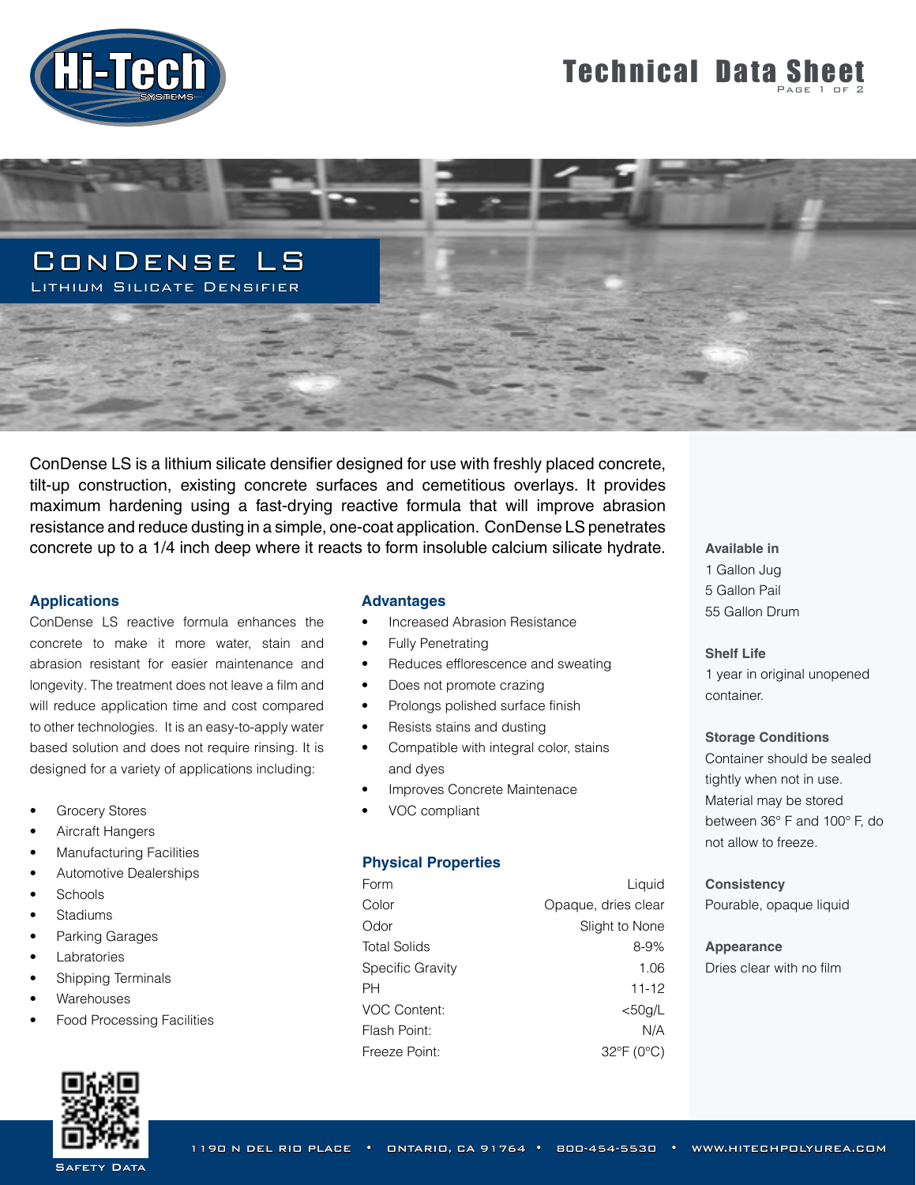# ConDense LS

## Lithium Silicate Densifier

ConDense LS is a lithium silicate densifier designed for use with freshly placed concrete, tilt-up construction, existing concrete surfaces and cemetitious overlays. It provides maximum hardening using a fast-drying reactive formula that will improve abrasion resistance and reduce dusting in a simple, one-coat application. ConDense LS penetrates concrete up to a 1/4 inch deep where it reacts to form insoluble calcium silicate hydrate.

### Applications

ConDense LS reactive formula enhances the concrete to make it more water, stain and abrasion resistant for easier maintenance and longevity. The treatment does not leave a film and will reduce application time and cost compared to other technologies. It is an easy-to-apply water based solution and does not require rinsing. It is designed for a variety of applications including:

- Grocery Stores
- Aircraft Hangers
- Manufacturing Facilities
- Automotive Dealerships
- Schools
- Stadiums
- Parking Garages
- Labratories
- Shipping Terminals
- Warehouses
- Food Processing Facilities

### Advantages

- Increased Abrasion Resistance
- Fully Penetrating
- Reduces efflorescence and sweating
- Does not promote crazing
- Prolongs polished surface finish
- Resists stains and dusting
- Compatible with integral color, stains and dyes
- Improves Concrete Maintenace
- VOC compliant

### Physical Properties

| Property | Value |
|---|---|
| Form | Liquid |
| Color | Opaque, dries clear |
| Odor | Slight to None |
| Total Solids | 8-9% |
| Specific Gravity | 1.06 |
| PH | 11-12 |
| VOC Content: | <50g/L |
| Flash Point: | N/A |
| Freeze Point: | 32°F (0°C) |

**Available in**
1 Gallon Jug
5 Gallon Pail
55 Gallon Drum

**Shelf Life**
1 year in original unopened container.

**Storage Conditions**
Container should be sealed tightly when not in use. Material may be stored between 36° F and 100° F, do not allow to freeze.

**Consistency**
Pourable, opaque liquid

**Appearance**
Dries clear with no film

Safety Data

1190 N Del Rio Place • Ontario, CA 91764 • 800-454-5530 • www.hitechpolyurea.com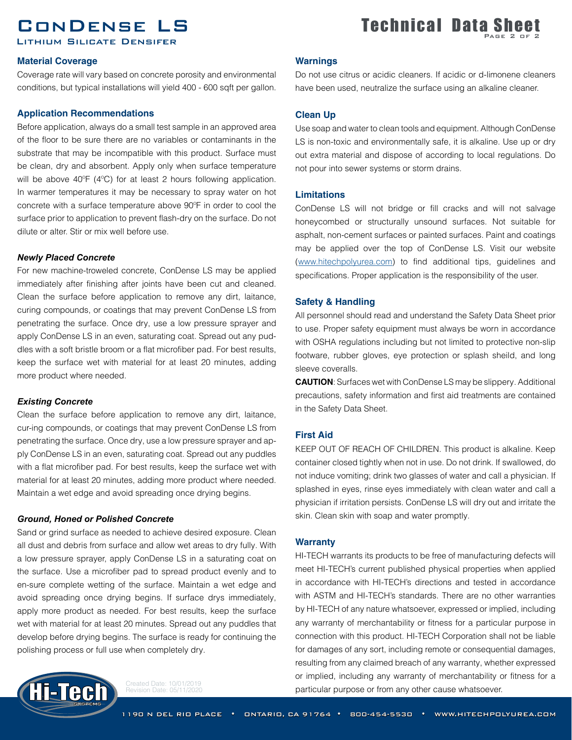# ConDense LS

Lithium Silicate Densifer

# Technical Data Sheet

### Material Coverage

Coverage rate will vary based on concrete porosity and environmental conditions, but typical installations will yield 400 - 600 sqft per gallon.

### Application Recommendations

Before application, always do a small test sample in an approved area of the floor to be sure there are no variables or contaminants in the substrate that may be incompatible with this product. Surface must be clean, dry and absorbent. Apply only when surface temperature will be above 40ºF (4ºC) for at least 2 hours following application. In warmer temperatures it may be necessary to spray water on hot concrete with a surface temperature above 90ºF in order to cool the surface prior to application to prevent flash-dry on the surface. Do not dilute or alter. Stir or mix well before use.

#### *Newly Placed Concrete*

For new machine-troweled concrete, ConDense LS may be applied immediately after finishing after joints have been cut and cleaned. Clean the surface before application to remove any dirt, laitance, curing compounds, or coatings that may prevent ConDense LS from penetrating the surface. Once dry, use a low pressure sprayer and apply ConDense LS in an even, saturating coat. Spread out any puddles with a soft bristle broom or a flat microfiber pad. For best results, keep the surface wet with material for at least 20 minutes, adding more product where needed.

#### *Existing Concrete*

Clean the surface before application to remove any dirt, laitance, cur-ing compounds, or coatings that may prevent ConDense LS from penetrating the surface. Once dry, use a low pressure sprayer and apply ConDense LS in an even, saturating coat. Spread out any puddles with a flat microfiber pad. For best results, keep the surface wet with material for at least 20 minutes, adding more product where needed. Maintain a wet edge and avoid spreading once drying begins.

#### *Ground, Honed or Polished Concrete*

Sand or grind surface as needed to achieve desired exposure. Clean all dust and debris from surface and allow wet areas to dry fully. With a low pressure sprayer, apply ConDense LS in a saturating coat on the surface. Use a microfiber pad to spread product evenly and to en-sure complete wetting of the surface. Maintain a wet edge and avoid spreading once drying begins. If surface drys immediately, apply more product as needed. For best results, keep the surface wet with material for at least 20 minutes. Spread out any puddles that develop before drying begins. The surface is ready for continuing the polishing process or full use when completely dry.

### Warnings

Do not use citrus or acidic cleaners. If acidic or d-limonene cleaners have been used, neutralize the surface using an alkaline cleaner.

### Clean Up

Use soap and water to clean tools and equipment. Although ConDense LS is non-toxic and environmentally safe, it is alkaline. Use up or dry out extra material and dispose of according to local regulations. Do not pour into sewer systems or storm drains.

### Limitations

ConDense LS will not bridge or fill cracks and will not salvage honeycombed or structurally unsound surfaces. Not suitable for asphalt, non-cement surfaces or painted surfaces. Paint and coatings may be applied over the top of ConDense LS. Visit our website (www.hitechpolyurea.com) to find additional tips, guidelines and specifications. Proper application is the responsibility of the user.

### Safety & Handling

All personnel should read and understand the Safety Data Sheet prior to use. Proper safety equipment must always be worn in accordance with OSHA regulations including but not limited to protective non-slip footware, rubber gloves, eye protection or splash sheild, and long sleeve coveralls.

**CAUTION**: Surfaces wet with ConDense LS may be slippery. Additional precautions, safety information and first aid treatments are contained in the Safety Data Sheet.

### First Aid

KEEP OUT OF REACH OF CHILDREN. This product is alkaline. Keep container closed tightly when not in use. Do not drink. If swallowed, do not induce vomiting; drink two glasses of water and call a physician. If splashed in eyes, rinse eyes immediately with clean water and call a physician if irritation persists. ConDense LS will dry out and irritate the skin. Clean skin with soap and water promptly.

### Warranty

HI-TECH warrants its products to be free of manufacturing defects will meet HI-TECH's current published physical properties when applied in accordance with HI-TECH's directions and tested in accordance with ASTM and HI-TECH's standards. There are no other warranties by HI-TECH of any nature whatsoever, expressed or implied, including any warranty of merchantability or fitness for a particular purpose in connection with this product. HI-TECH Corporation shall not be liable for damages of any sort, including remote or consequential damages, resulting from any claimed breach of any warranty, whether expressed or implied, including any warranty of merchantability or fitness for a particular purpose or from any other cause whatsoever.

Created Date: 10/01/2019
Revision Date: 05/11/2020

1190 N DEL RIO PLACE • ONTARIO, CA 91764 • 800-454-5530 • WWW.HITECHPOLYUREA.COM